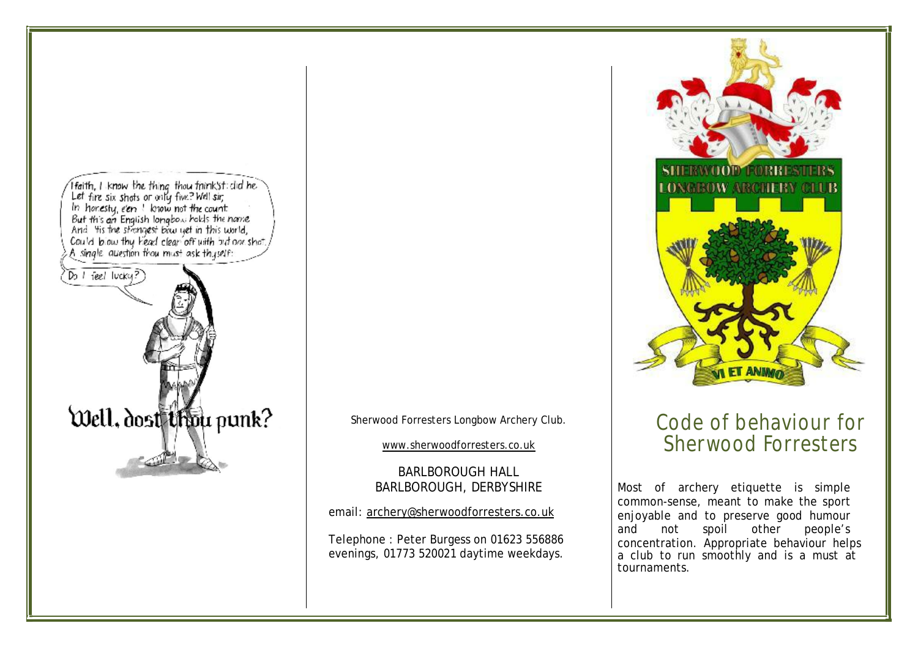Ifaith, I know the thing thou think'st: did he
Let fire six shots or only five? Well sir,
In honesty, e'en I know not the count
But th's an English longbow holds the name
And 'tis the strongest bow yet in this world,
Could blow thy head clear off with but one shot.
A single question thou must ask thyself:

Do I feel lucky?

Well, dost thou punk?

Sherwood Forresters Longbow Archery Club.

www.sherwoodforresters.co.uk

BARLBOROUGH HALL
BARLBOROUGH, DERBYSHIRE

email: archery@sherwoodforresters.co.uk

Telephone : Peter Burgess on 01623 556886 evenings, 01773 520021 daytime weekdays.

SHERWOOD FORRESTERS LONGBOW ARCHERY CLUB

VI ET ANIMO

# Code of behaviour for Sherwood Forresters

Most of archery etiquette is simple common-sense, meant to make the sport enjoyable and to preserve good humour and not spoil other people's concentration. Appropriate behaviour helps a club to run smoothly and is a must at tournaments.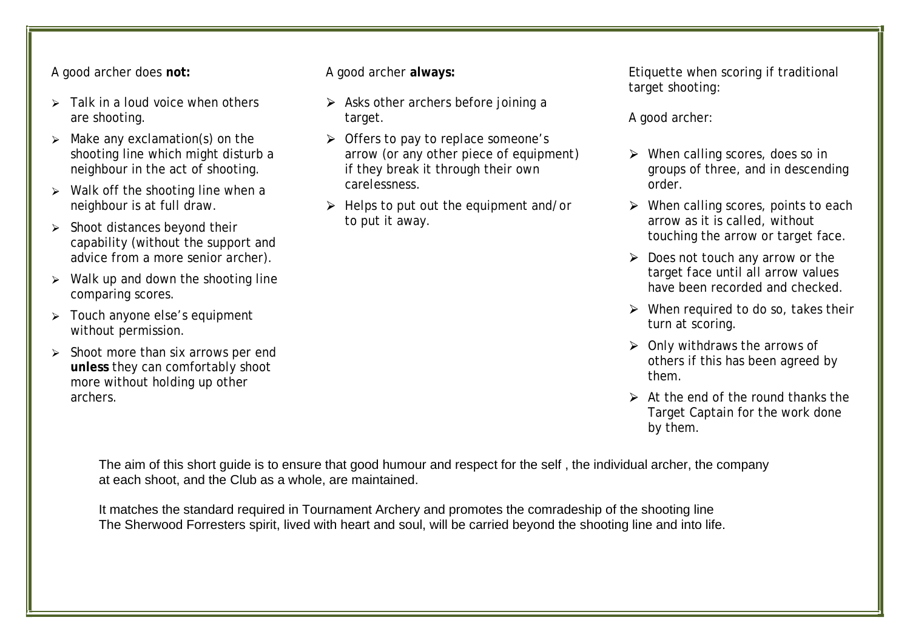A good archer does **not:**

- Talk in a loud voice when others are shooting.
- Make any exclamation(s) on the shooting line which might disturb a neighbour in the act of shooting.
- Walk off the shooting line when a neighbour is at full draw.
- Shoot distances beyond their capability (without the support and advice from a more senior archer).
- Walk up and down the shooting line comparing scores.
- Touch anyone else's equipment without permission.
- Shoot more than six arrows per end **unless** they can comfortably shoot more without holding up other archers.

A good archer **always:**

- Asks other archers before joining a target.
- Offers to pay to replace someone's arrow (or any other piece of equipment) if they break it through their own carelessness.
- Helps to put out the equipment and/or to put it away.

Etiquette when scoring if traditional target shooting:

A good archer:

- When calling scores, does so in groups of three, and in descending order.
- When calling scores, points to each arrow as it is called, without touching the arrow or target face.
- Does not touch any arrow or the target face until all arrow values have been recorded and checked.
- When required to do so, takes their turn at scoring.
- Only withdraws the arrows of others if this has been agreed by them.
- At the end of the round thanks the Target Captain for the work done by them.

The aim of this short guide is to ensure that good humour and respect for the self , the individual archer, the company at each shoot, and the Club as a whole, are maintained.

It matches the standard required in Tournament Archery and promotes the comradeship of the shooting line
The Sherwood Forresters spirit, lived with heart and soul, will be carried beyond the shooting line and into life.